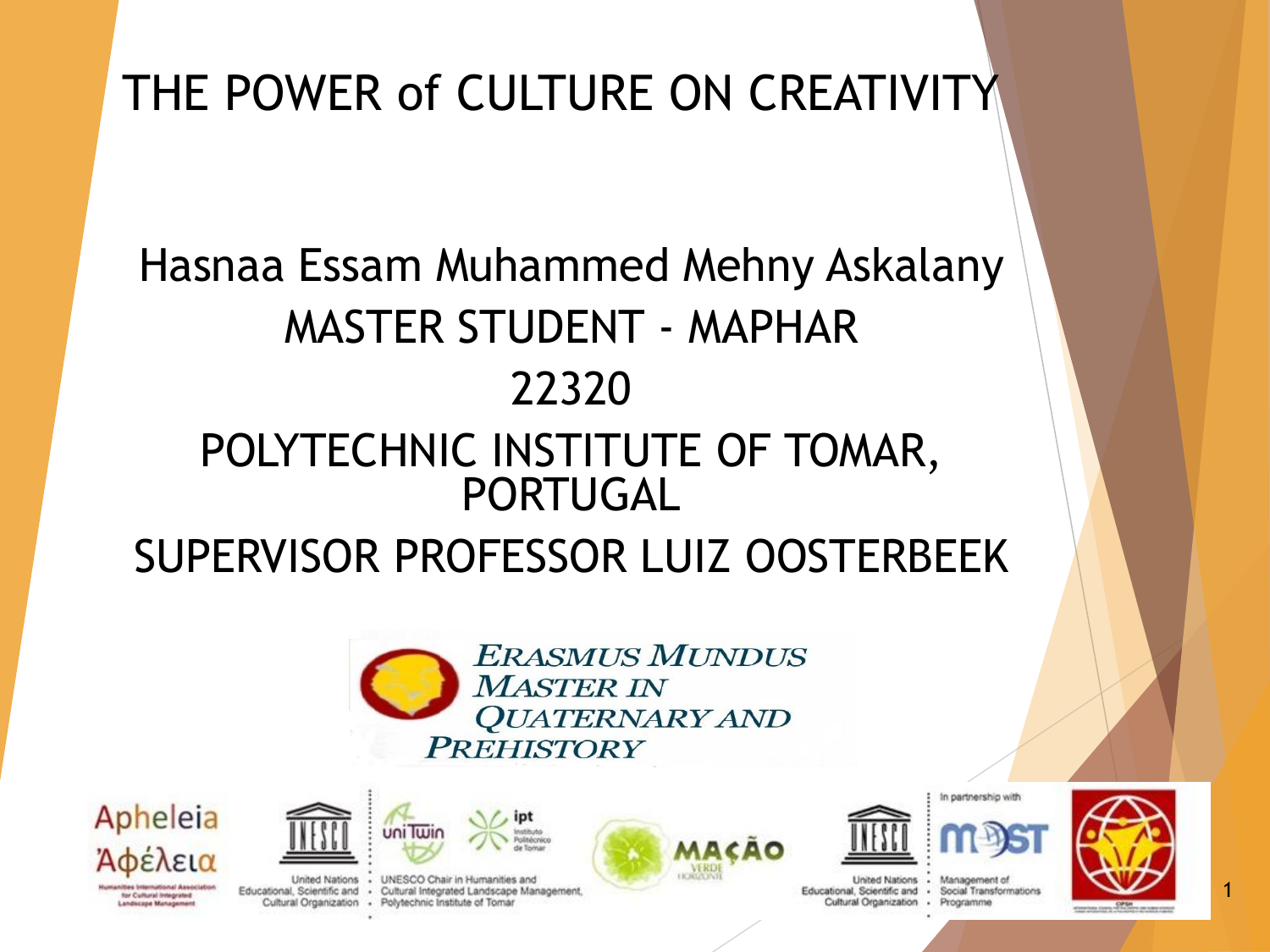# THE POWER of CULTURE ON CREATIVITY

Hasnaa Essam Muhammed Mehny Askalany

MASTER STUDENT - MAPHAR

22320

POLYTECHNIC INSTITUTE OF TOMAR, PORTUGAL

SUPERVISOR PROFESSOR LUIZ OOSTERBEEK

*ERASMUS MUNDUS MASTER IN QUATERNARY AND PREHISTORY*

Apheleia Ἀφέλεια

Humanities International Association for Cultural Integrated Landscape Management

United Nations Educational, Scientific and Cultural Organization

UNESCO Chair in Humanities and Cultural Integrated Landscape Management, Polytechnic Institute of Tomar

uniTwin

ipt Instituto Politécnico de Tomar

MAÇÃO VERDE HORIZONTE

United Nations Educational, Scientific and Cultural Organization

In partnership with MOST Management of Social Transformations Programme

CIPSH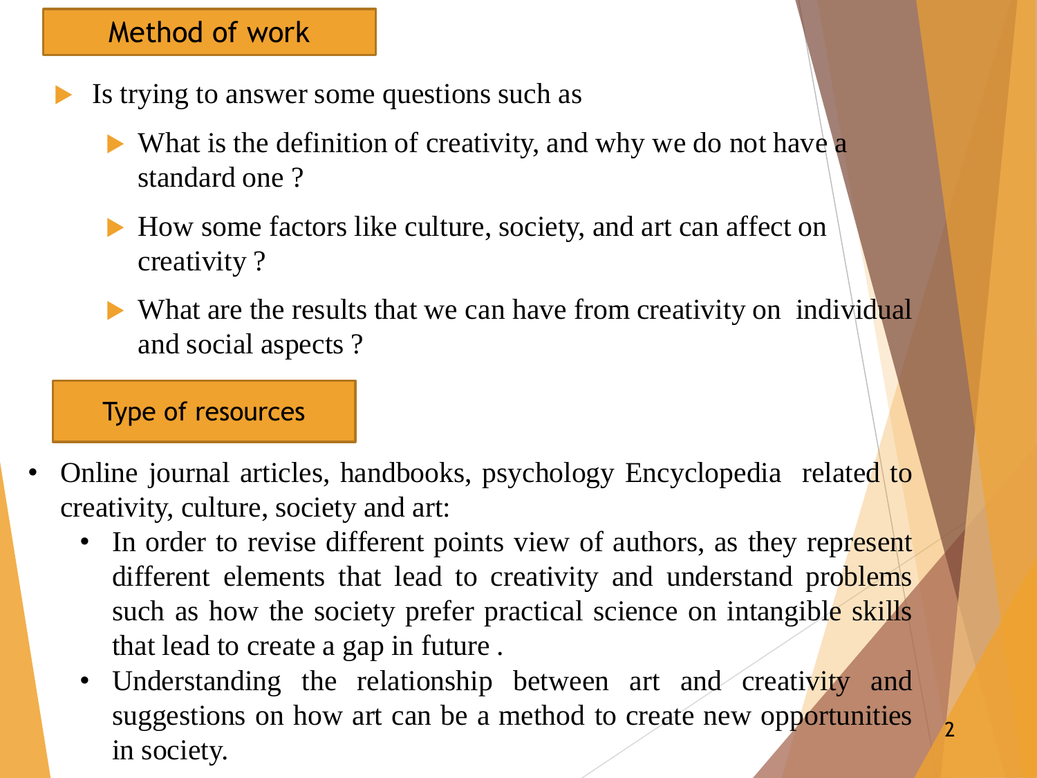## Method of work

- Is trying to answer some questions such as
  - What is the definition of creativity, and why we do not have a standard one ?
  - How some factors like culture, society, and art can affect on creativity ?
  - What are the results that we can have from creativity on individual and social aspects ?

## Type of resources

- Online journal articles, handbooks, psychology Encyclopedia related to creativity, culture, society and art:
  - In order to revise different points view of authors, as they represent different elements that lead to creativity and understand problems such as how the society prefer practical science on intangible skills that lead to create a gap in future .
  - Understanding the relationship between art and creativity and suggestions on how art can be a method to create new opportunities in society.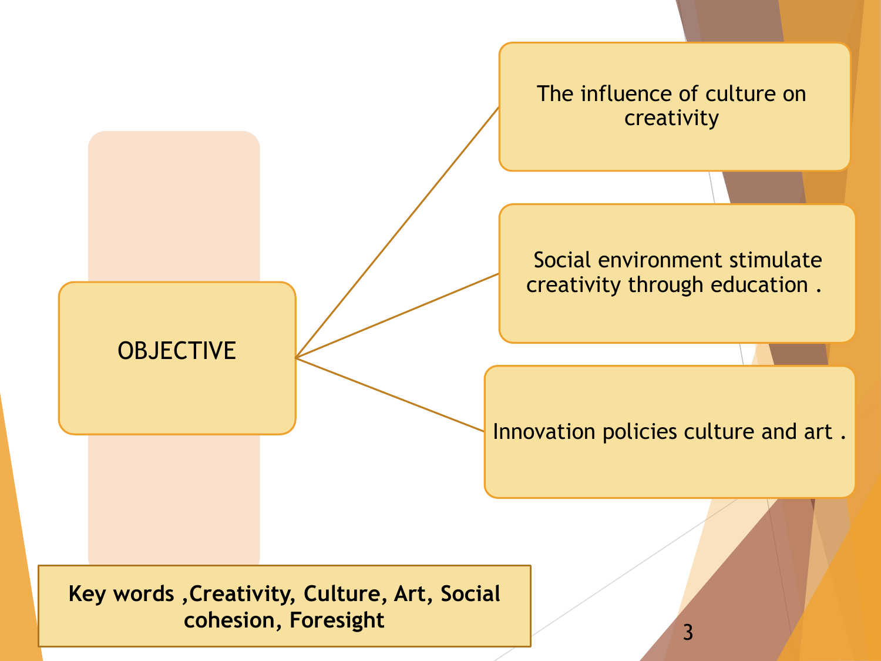# OBJECTIVE

- The influence of culture on creativity
- Social environment stimulate creativity through education .
- Innovation policies culture and art .

**Key words ,Creativity, Culture, Art, Social cohesion, Foresight**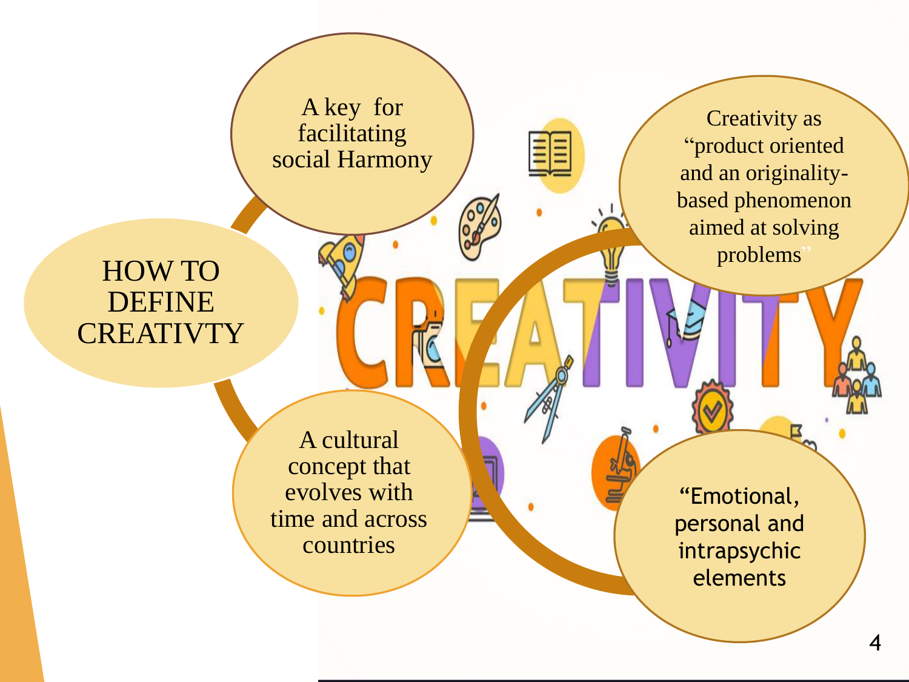# HOW TO DEFINE CREATIVTY

- A key for facilitating social Harmony
- Creativity as "product oriented and an originality-based phenomenon aimed at solving problems"
- A cultural concept that evolves with time and across countries
- "Emotional, personal and intrapsychic elements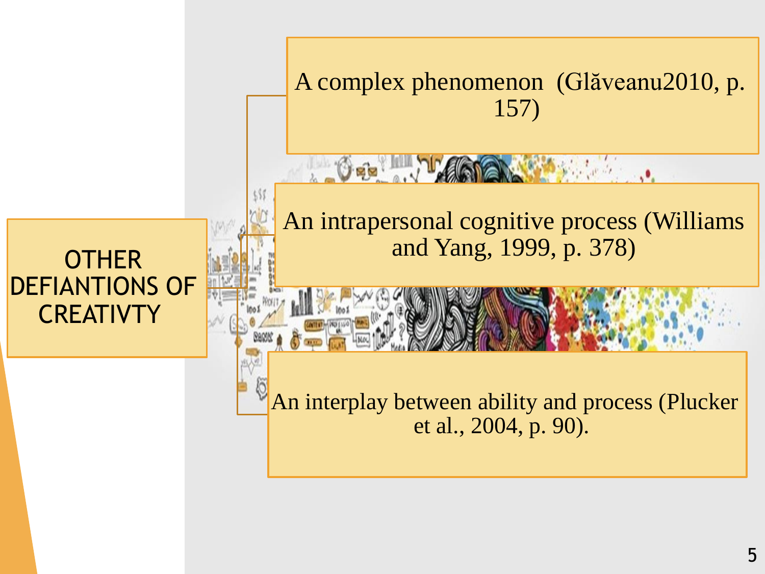## OTHER DEFIANTIONS OF CREATIVTY

- A complex phenomenon (Glăveanu2010, p. 157)
- An intrapersonal cognitive process (Williams and Yang, 1999, p. 378)
- An interplay between ability and process (Plucker et al., 2004, p. 90).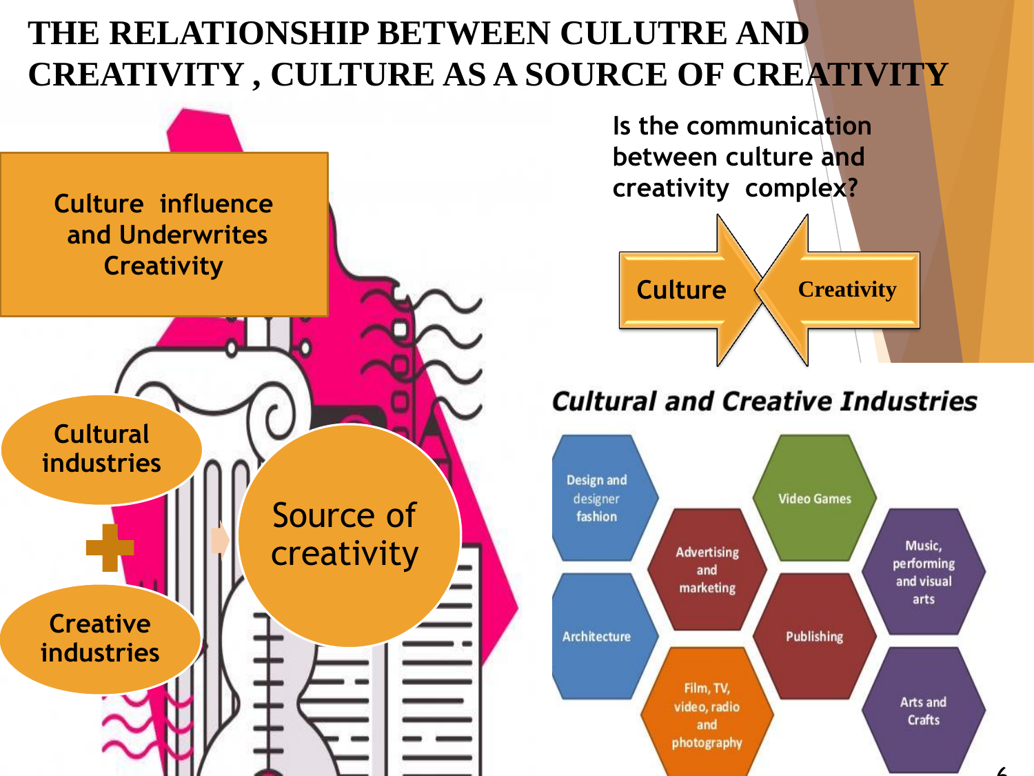# THE RELATIONSHIP BETWEEN CULUTRE AND CREATIVITY , CULTURE AS A SOURCE OF CREATIVITY

Culture influence and Underwrites Creativity

Cultural industries

+

Creative industries

Source of creativity

Is the communication between culture and creativity complex?

Culture

Creativity

***Cultural and Creative Industries***

- Design and designer fashion
- Architecture
- Advertising and marketing
- Film, TV, video, radio and photography
- Video Games
- Publishing
- Music, performing and visual arts
- Arts and Crafts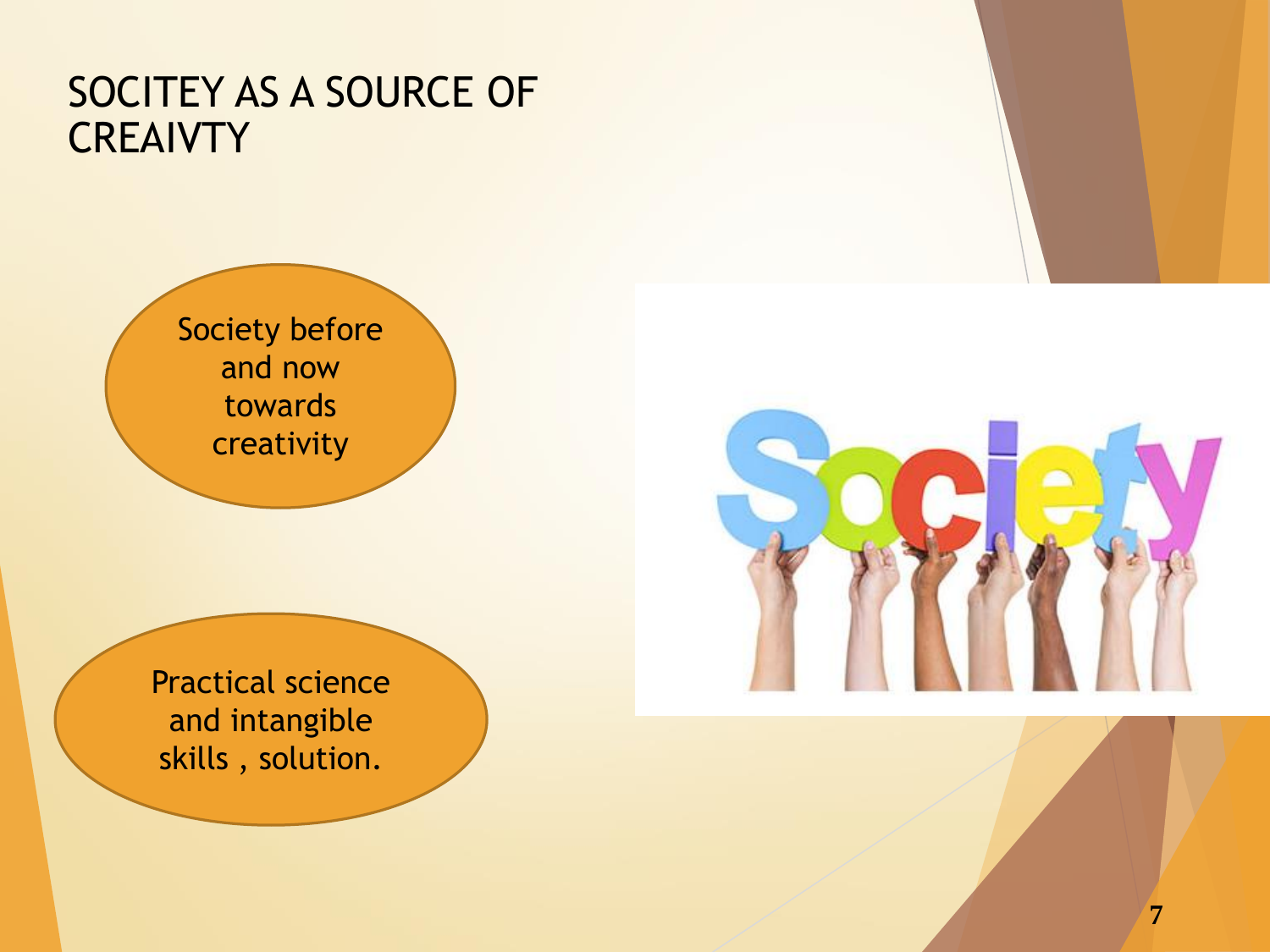# SOCITEY AS A SOURCE OF CREAIVTY

Society before and now towards creativity

Practical science and intangible skills , solution.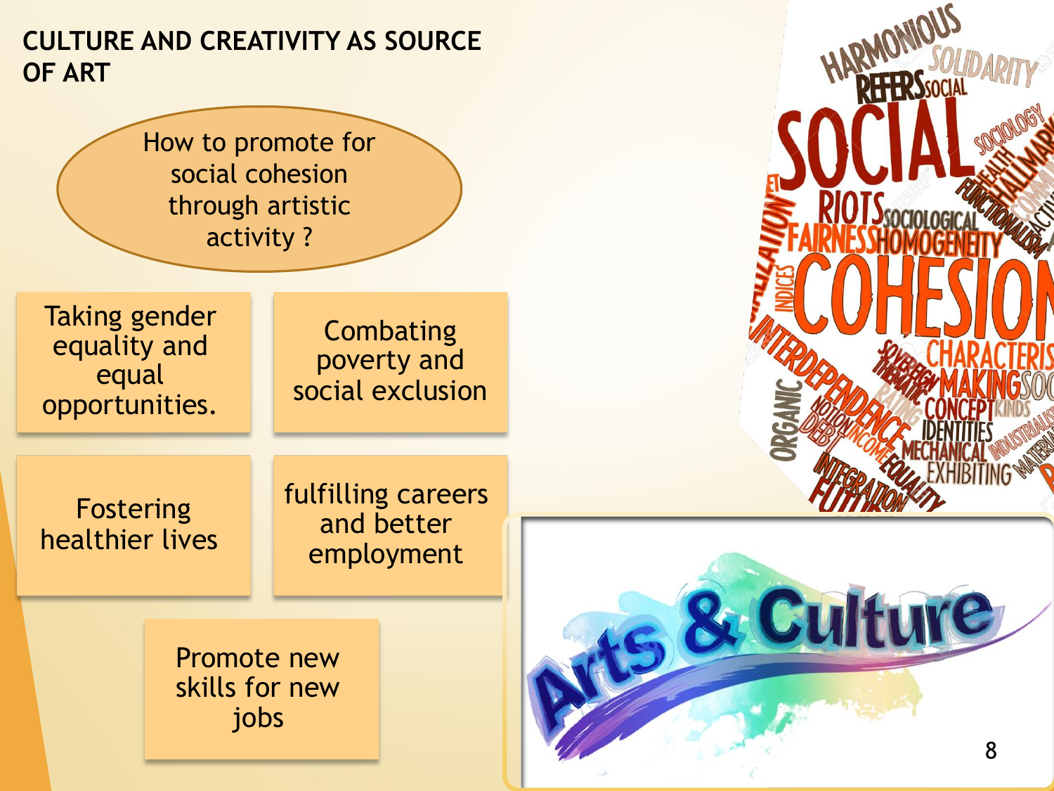# CULTURE AND CREATIVITY AS SOURCE OF ART

How to promote for social cohesion through artistic activity ?

- Taking gender equality and equal opportunities.
- Combating poverty and social exclusion
- Fostering healthier lives
- fulfilling careers and better employment
- Promote new skills for new jobs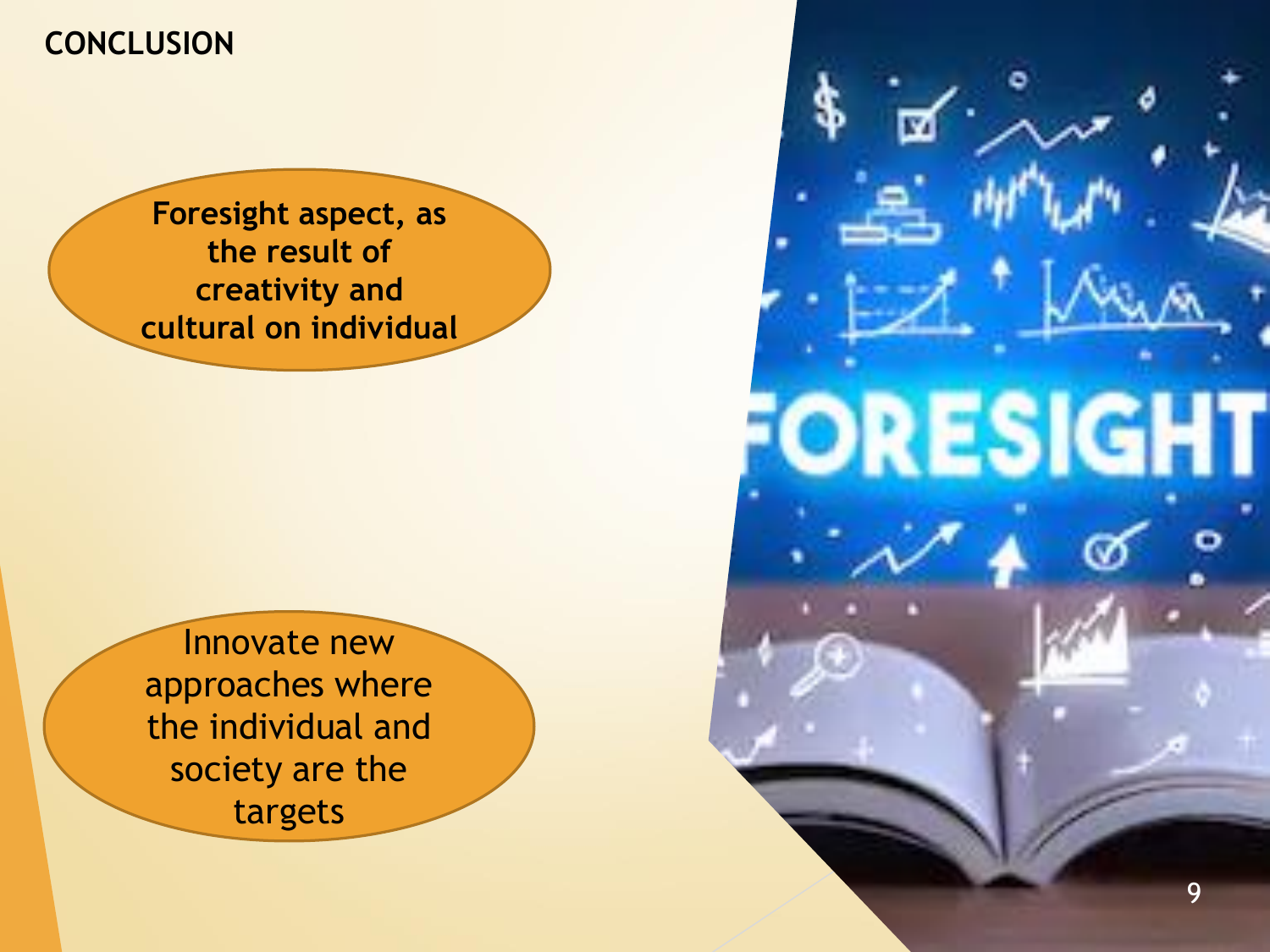# CONCLUSION

**Foresight aspect, as the result of creativity and cultural on individual**

Innovate new approaches where the individual and society are the targets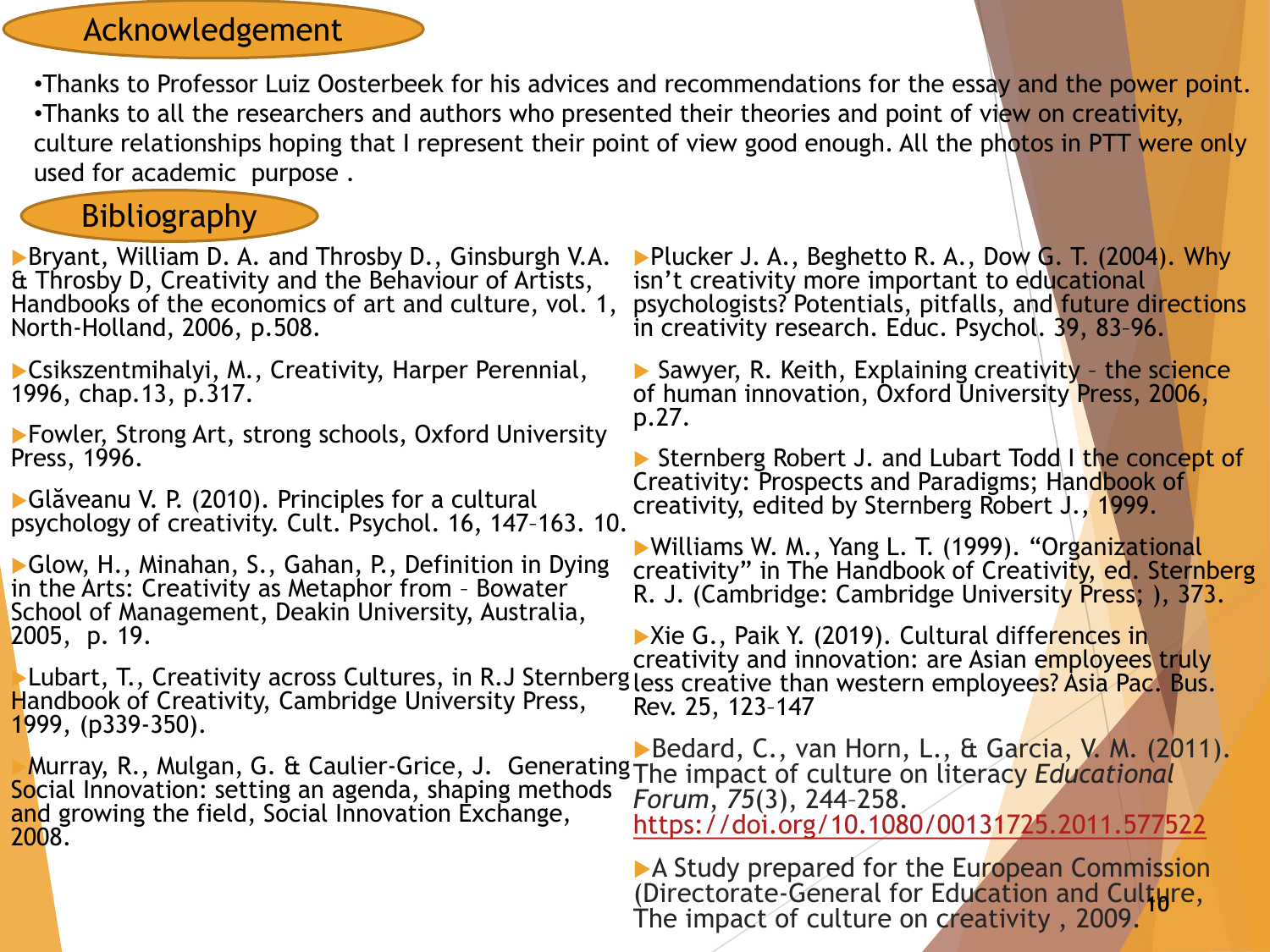## Acknowledgement

•Thanks to Professor Luiz Oosterbeek for his advices and recommendations for the essay and the power point.
•Thanks to all the researchers and authors who presented their theories and point of view on creativity, culture relationships hoping that I represent their point of view good enough. All the photos in PTT were only used for academic purpose .

## Bibliography

- Bryant, William D. A. and Throsby D., Ginsburgh V.A. & Throsby D, Creativity and the Behaviour of Artists, Handbooks of the economics of art and culture, vol. 1, North-Holland, 2006, p.508.
- Csikszentmihalyi, M., Creativity, Harper Perennial, 1996, chap.13, p.317.
- Fowler, Strong Art, strong schools, Oxford University Press, 1996.
- Glăveanu V. P. (2010). Principles for a cultural psychology of creativity. Cult. Psychol. 16, 147–163. 10.
- Glow, H., Minahan, S., Gahan, P., Definition in Dying in the Arts: Creativity as Metaphor from – Bowater School of Management, Deakin University, Australia, 2005, p. 19.
- Lubart, T., Creativity across Cultures, in R.J Sternberg Handbook of Creativity, Cambridge University Press, 1999, (p339-350).
- Murray, R., Mulgan, G. & Caulier-Grice, J. Generating Social Innovation: setting an agenda, shaping methods and growing the field, Social Innovation Exchange, 2008.
- Plucker J. A., Beghetto R. A., Dow G. T. (2004). Why isn't creativity more important to educational psychologists? Potentials, pitfalls, and future directions in creativity research. Educ. Psychol. 39, 83–96.
- Sawyer, R. Keith, Explaining creativity – the science of human innovation, Oxford University Press, 2006, p.27.
- Sternberg Robert J. and Lubart Todd I the concept of Creativity: Prospects and Paradigms; Handbook of creativity, edited by Sternberg Robert J., 1999.
- Williams W. M., Yang L. T. (1999). "Organizational creativity" in The Handbook of Creativity, ed. Sternberg R. J. (Cambridge: Cambridge University Press; ), 373.
- Xie G., Paik Y. (2019). Cultural differences in creativity and innovation: are Asian employees truly less creative than western employees? Asia Pac. Bus. Rev. 25, 123–147
- Bedard, C., van Horn, L., & Garcia, V. M. (2011). The impact of culture on literacy *Educational Forum*, *75*(3), 244–258. https://doi.org/10.1080/00131725.2011.577522
- A Study prepared for the European Commission (Directorate-General for Education and Culture, The impact of culture on creativity , 2009.